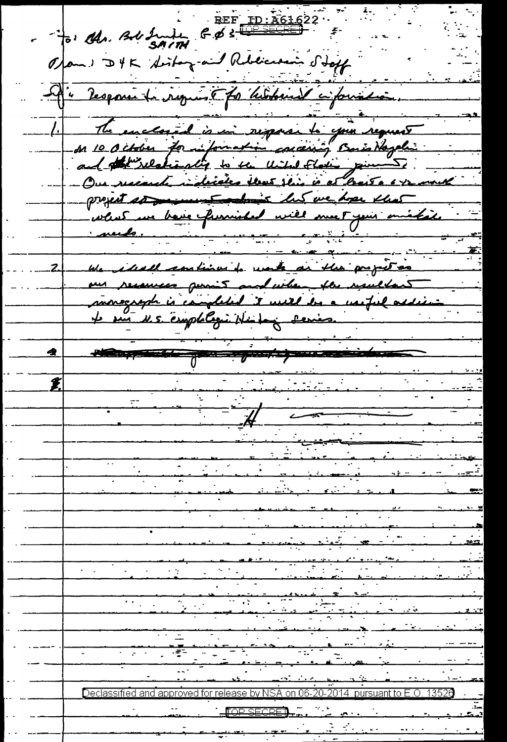REF ID:A61622

TOP SECRET

To: Mr. Bob Smith G Ø 3
SMITH

From: D4K History and Publications Staff

Subj: Response to request for historical information.

1. The enclosed is in response to your request of 10 October for information concerning Boris Hagelin and his relationship to the United States government. Our research indicates that this is at least a 6 to 12 month project ~~to~~ ~~..~~ but we hope that what we have furnished will meet your immediate needs.

2. We shall continue to work on the project as our resources permit and when the resultant monograph is completed it will be a useful addition to our U.S. cryptologic History series.

~~3. ...~~

4.

\#

Declassified and approved for release by NSA on 06-20-2014 pursuant to E.O. 13526

TOP SECRET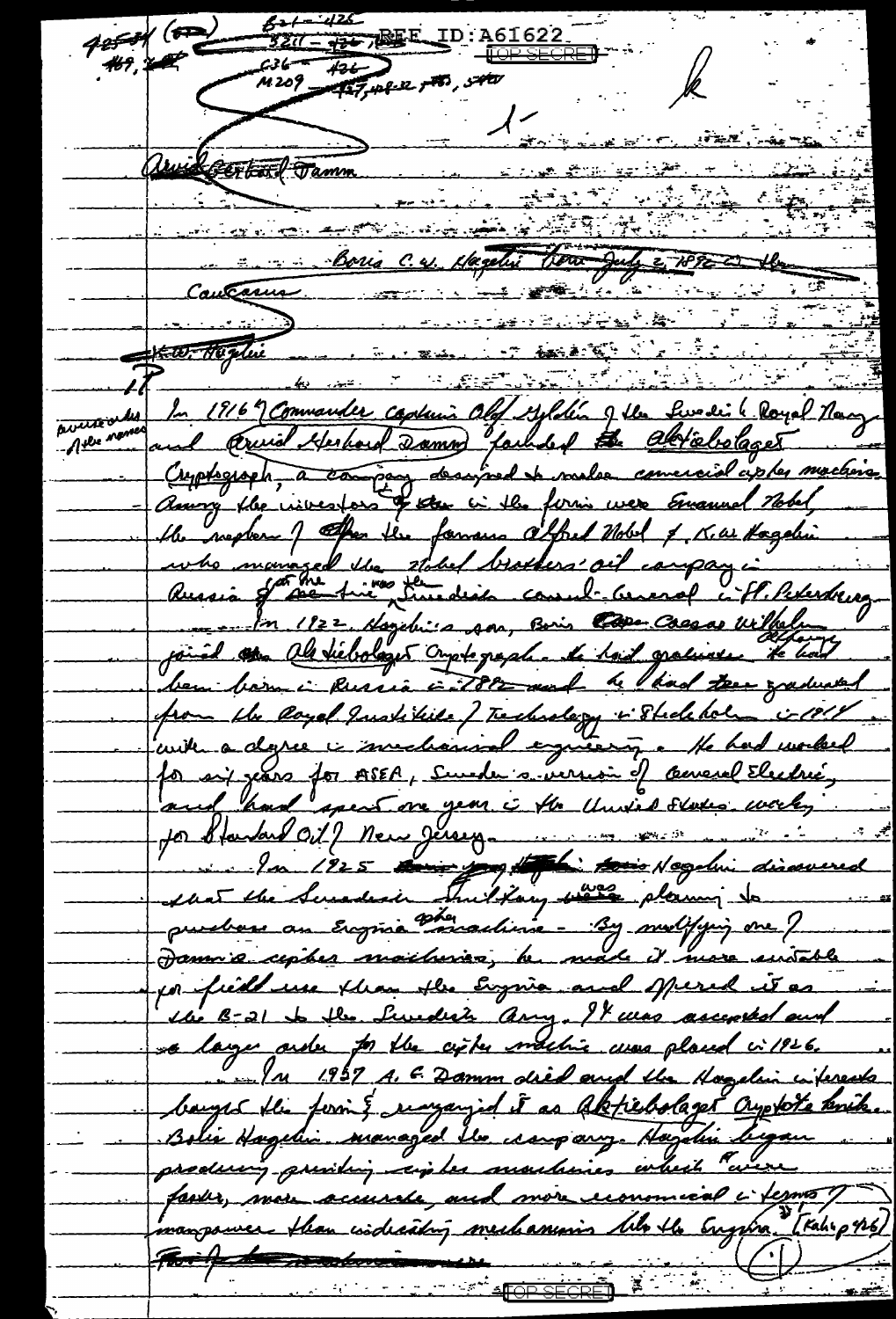REF ID:A61622

TOP SECRET

425-34 (- -) 469, 7- -
821 - 426
5211 - 426
C36 - 426
M209 - 427, 428-32, 480, 540

Arvid Gerhard Damm

Boris C. W. Hagelin born July 2, 1892 in the Caucasus

K. W. Hagelin

In 1916 Commander captain Olof Gyldén of the Swedish Royal Navy and Arvid Gerhard Damm founded the Aktiebolaget Cryptograph, a company designed to make commercial cipher machines. Among the investors of the in the firm were Emanuel Nobel, the nephew of the famous Alfred Nobel, & K. W. Hagelin who managed the Nobel brothers' oil company in Russia & for the time was the Swedish consul-General in St. Petersburg.

In 1922, Hagelin's son, Boris Caesar Wilhelm joined the Aktiebolaget Cryptograph. He had graduate. He had been born in Russia in 1892 and he had been graduated from the Royal Institute of Technology in Stockholm in 1914 with a degree in mechanical engineering. He had worked for six years for ASEA, Sweden's version of General Electric, and had spent one year in the United States working for Standard Oil of New Jersey.

In 1925 Hagelin discovered that the Swedish military was planning to purchase an Enigma cipher machine. By modifying one of Damm's cipher machines, he made it more suitable for field use than the Enigma and offered it as the B-21 to the Swedish Army. It was accepted and a large order for the cipher machine was placed in 1926.

In 1927 A. G. Damm died and the Hagelin interests bought the firm & reorganized it as Aktiebolaget Cryptoteknik. Boris Hagelin managed the company. Hagelin began producing printing cipher machines which "were faster, more accurate, and more economical in terms of manpower than indicating mechanisms like the Enigma." [Kahn p 426]

TOP SECRET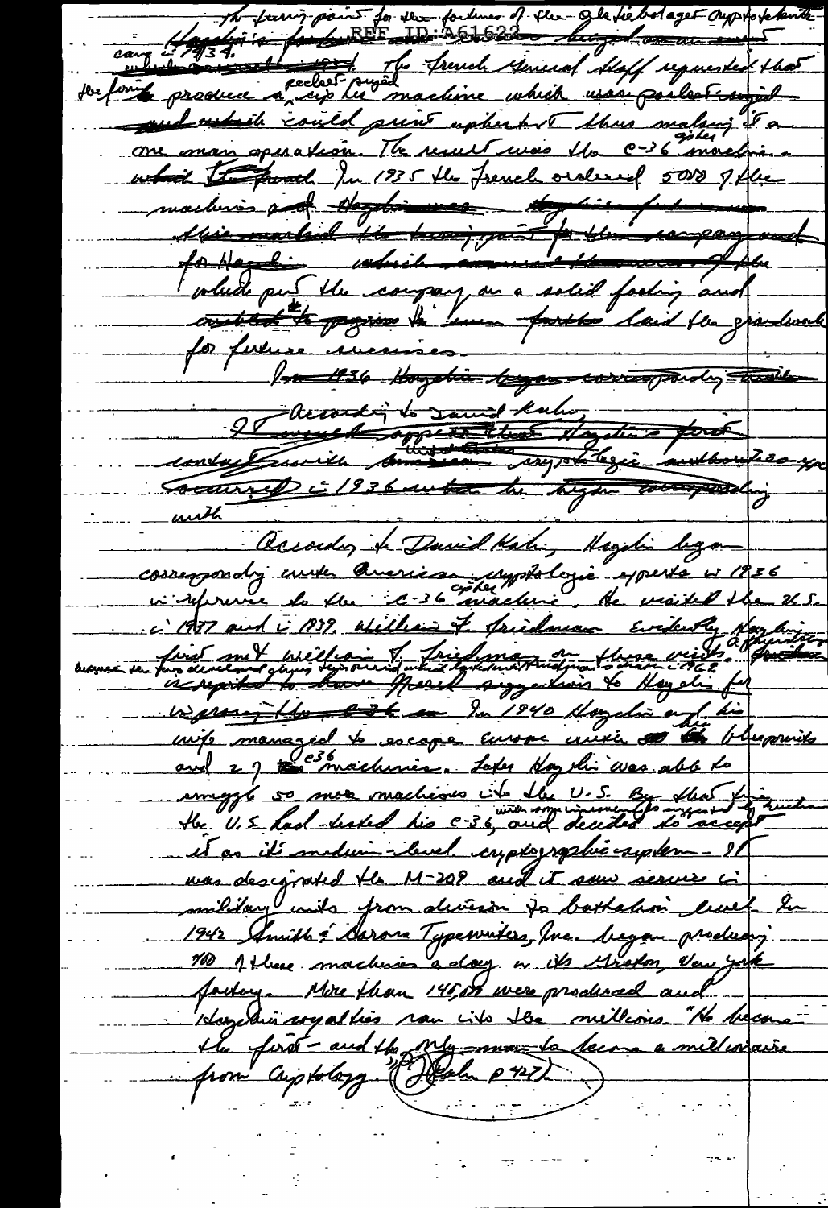the firing point for the fortunes of the Aktiebolaget Cryptoteknik came in 1934. The French General Staff requested that the firm produce a pocket-sized cipher machine which was pocket-sized and which could print its output thus making it a one man operation. The result was the C-36 cipher machine. In 1935 the French ordered 5000 of the machines which put the company on a solid footing and laid the groundwork for future successes.

According to David Kahn, Hagelin began corresponding with American cryptologic experts in 1936 in reference to the C-36 cipher machine. He visited the U.S. in 1937 and in 1939. William F. Friedman evidently first met William F. Friedman on these visits. In 1940 Hagelin and his wife managed to escape Europe with the blueprints and 2 of the C36 machines. Later Hagelin was able to smuggle 50 more machines into the U.S. By that time the U.S. had tested his C-36, with some improvements suggested by Friedman and decided to accept it as its medium-level cryptographic system. It was designated the M-209 and it saw service in military units from division to battalion level. In 1942 Smith & Corona Typewriters, Inc. began producing 400 of these machines a day in its Groton, New York factory. More than 140,000 were produced and Hagelin's royalties ran into the millions. "He became the first — and the only — man to become a millionaire from cryptology." (Kahn p427)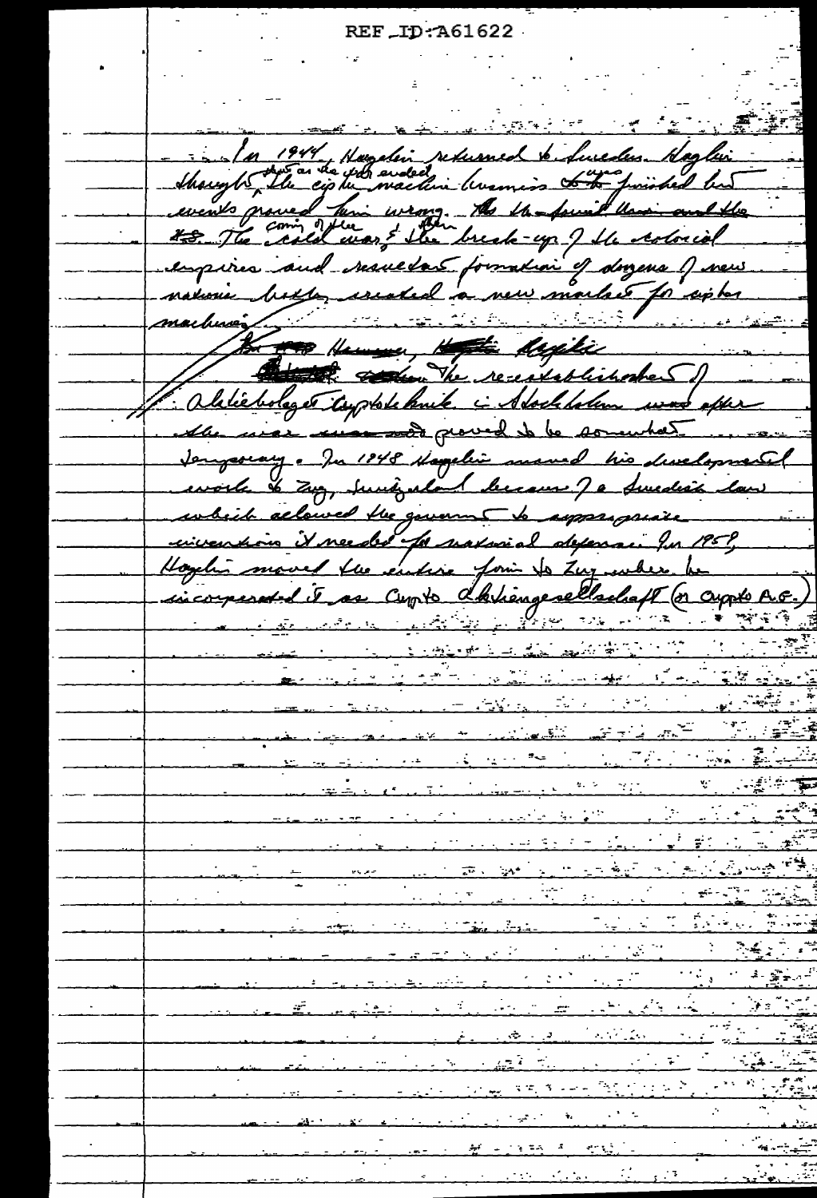REF ID:A61622

In 1944, Hagelin returned to Sweden. Hagelin thought, that as the war ended, the cipher machine business was finished but events proved him wrong. The coming of the cold war, and then the break-up of the colonial empires and resultant formation of dozens of new nations briefly created a new market for cipher machines.

However, the re-establishment of Aktiebolaget Cryptoteknik in Stockholm after the war proved to be somewhat temporary. In 1948 Hagelin moved his developmental work to Zug, Switzerland because of a Swedish law which allowed the government to appropriate inventions it needed for national defense. In 1959, Hagelin moved the entire firm to Zug where he incorporated it as Crypto Aktiengesellschaft (or Crypto A.G.)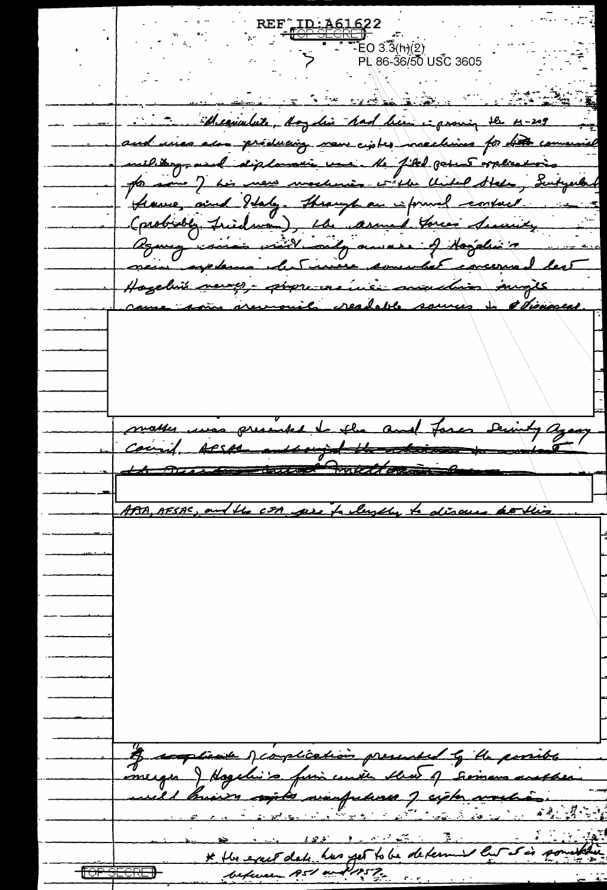REF ID:A61622

TOP SECRET

EO 3.3(h)(2)
PL 86-36/50 USC 3605

Meanwhile, Hagelin had been improving the M-209 and was also producing new cipher machines for both commercial, military, and diplomatic use. He filed patent applications for some of his new machines in the United States, Switzerland, France, and Italy. Through an informal contact (probably Friedman), the Armed Forces Security Agency was not only aware of Hagelin's new systems but were somewhat concerned lest Hagelin's newer, more secure machines might come into previously readable sources to Discover.

matter was presented to the Armed Forces Security Agency Council. ~~AFSAC authorized the Director to contact the Director Central Intelligence Agency~~

ASA, AFSAC, and the CIA were to supply to discuss all this

of complications presented by the possible merger of Hagelin's firm with that of Siemens another well known ~~crypto~~ manufacturer of cipher machines.

* the exact date has yet to be determined but it is sometime between 1951 and 1952.

TOP SECRET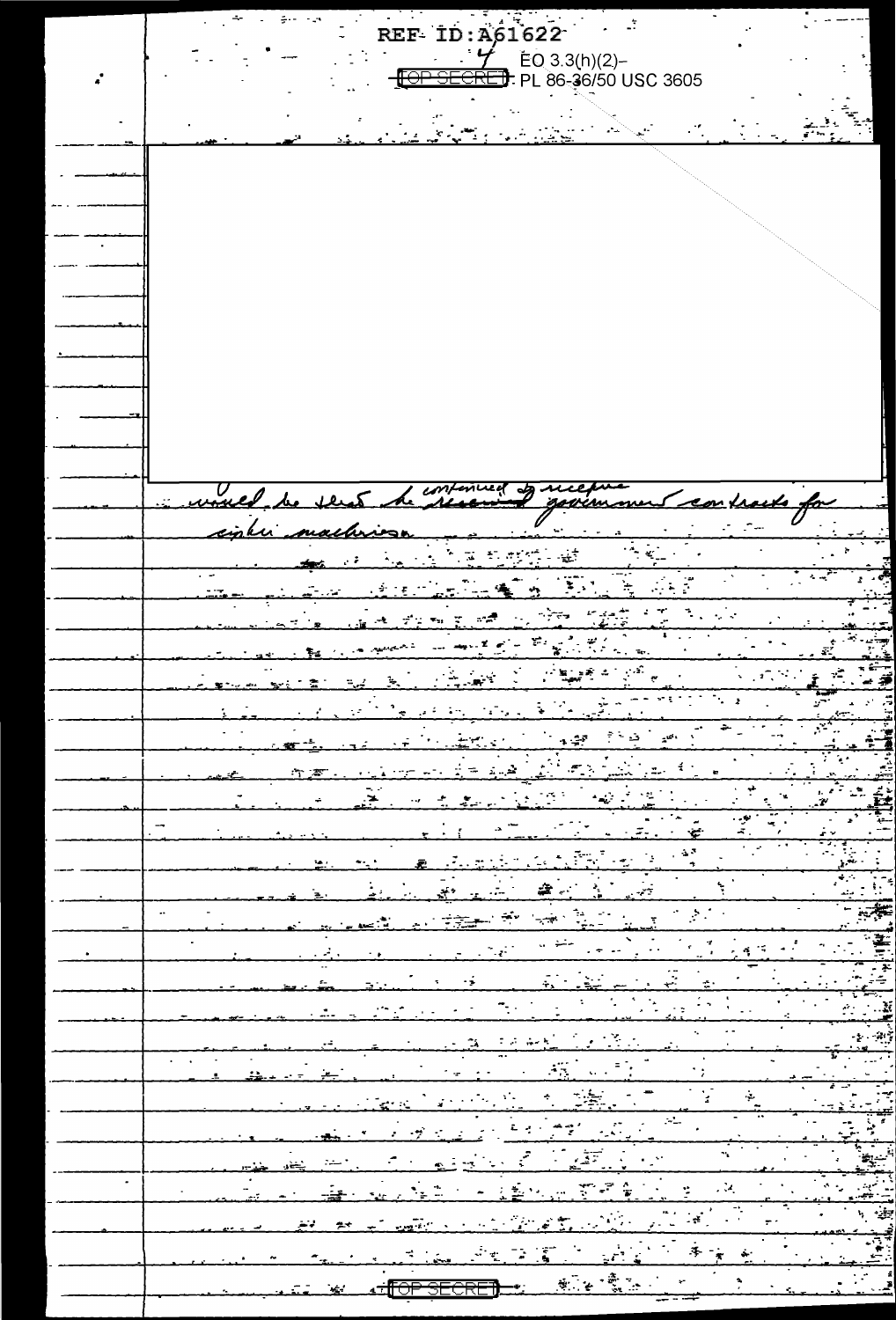REF ID:A61622

EO 3.3(h)(2)–
PL 86-36/50 USC 3605

TOP SECRET

would be that he continued to receive government contracts for cipher machines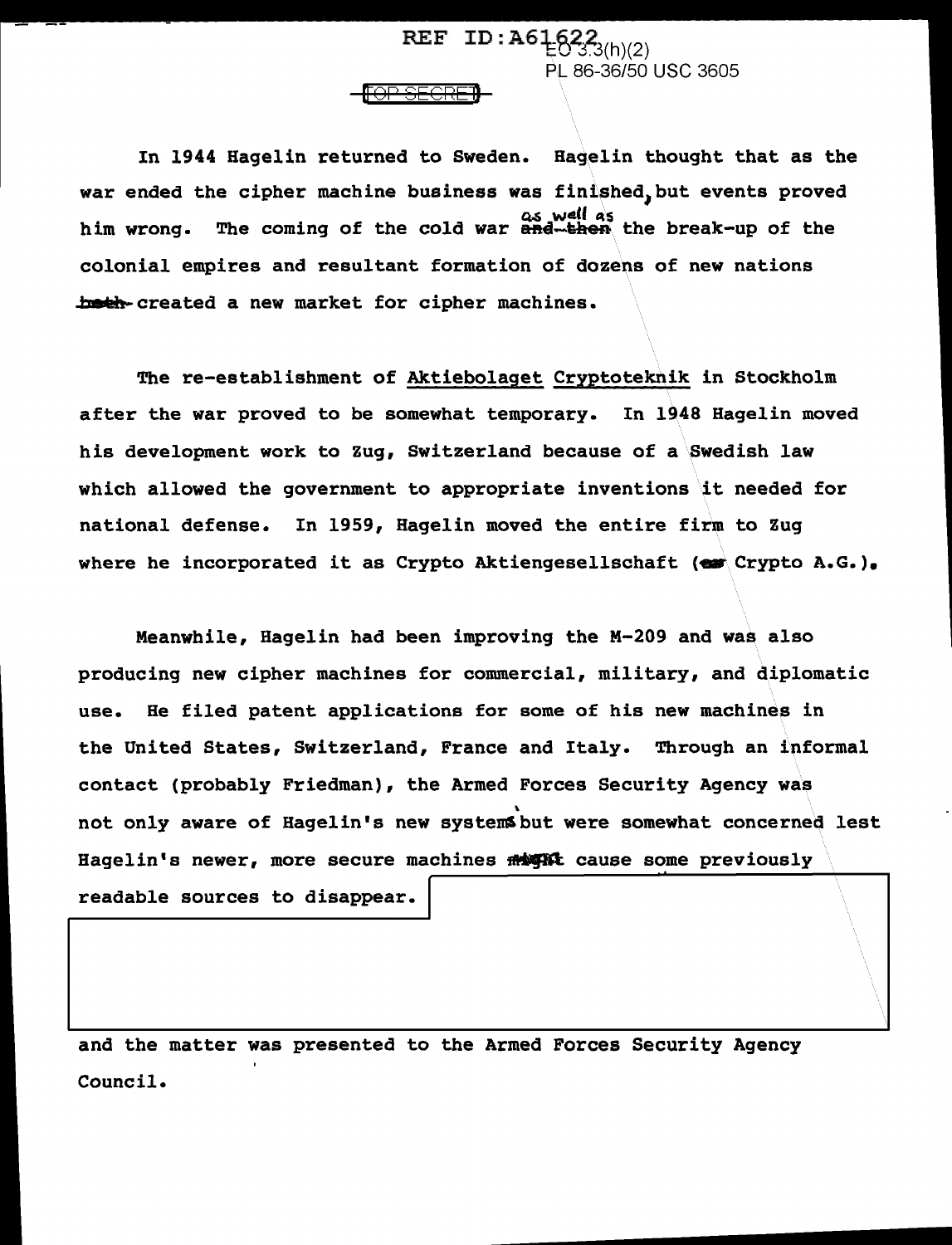In 1944 Hagelin returned to Sweden. Hagelin thought that as the war ended the cipher machine business was finished, but events proved him wrong. The coming of the cold war as well as the break-up of the colonial empires and resultant formation of dozens of new nations created a new market for cipher machines.

The re-establishment of Aktiebolaget Cryptoteknik in Stockholm after the war proved to be somewhat temporary. In 1948 Hagelin moved his development work to Zug, Switzerland because of a Swedish law which allowed the government to appropriate inventions it needed for national defense. In 1959, Hagelin moved the entire firm to Zug where he incorporated it as Crypto Aktiengesellschaft (Crypto A.G.).

Meanwhile, Hagelin had been improving the M-209 and was also producing new cipher machines for commercial, military, and diplomatic use. He filed patent applications for some of his new machines in the United States, Switzerland, France and Italy. Through an informal contact (probably Friedman), the Armed Forces Security Agency was not only aware of Hagelin's new system but were somewhat concerned lest Hagelin's newer, more secure machines cause some previously readable sources to disappear.

and the matter was presented to the Armed Forces Security Agency Council.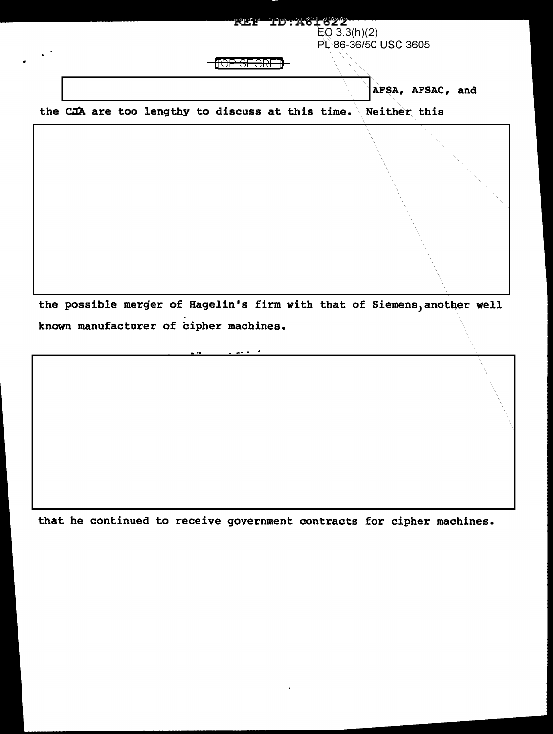EO 3.3(h)(2)
PL 86-36/50 USC 3605

TOP SECRET

AFSA, AFSAC, and the CIA are too lengthy to discuss at this time. Neither this

the possible merger of Hagelin's firm with that of Siemens, another well known manufacturer of cipher machines.

that he continued to receive government contracts for cipher machines.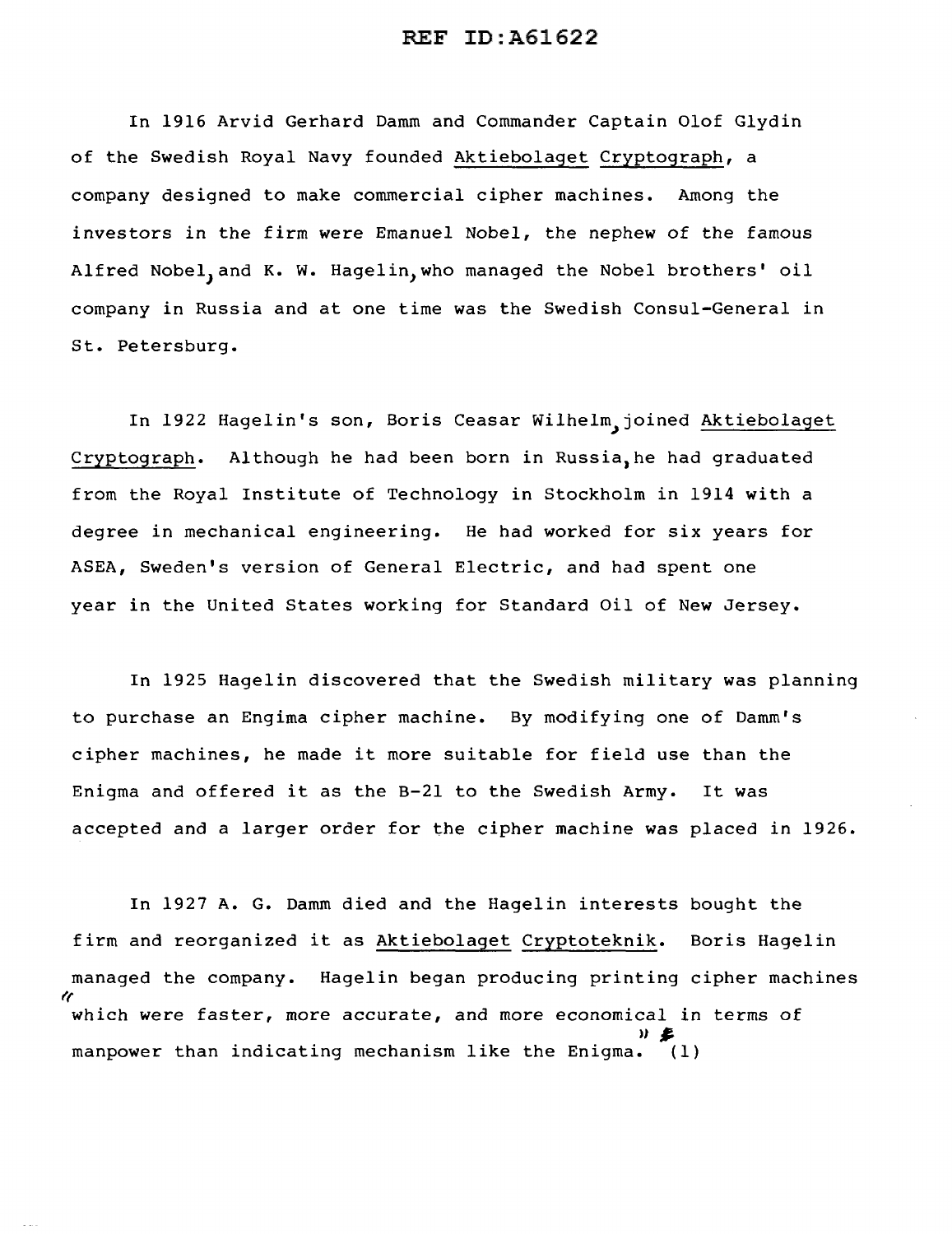In 1916 Arvid Gerhard Damm and Commander Captain Olof Glydin of the Swedish Royal Navy founded Aktiebolaget Cryptograph, a company designed to make commercial cipher machines. Among the investors in the firm were Emanuel Nobel, the nephew of the famous Alfred Nobel, and K. W. Hagelin, who managed the Nobel brothers' oil company in Russia and at one time was the Swedish Consul-General in St. Petersburg.

In 1922 Hagelin's son, Boris Ceasar Wilhelm, joined Aktiebolaget Cryptograph. Although he had been born in Russia, he had graduated from the Royal Institute of Technology in Stockholm in 1914 with a degree in mechanical engineering. He had worked for six years for ASEA, Sweden's version of General Electric, and had spent one year in the United States working for Standard Oil of New Jersey.

In 1925 Hagelin discovered that the Swedish military was planning to purchase an Engima cipher machine. By modifying one of Damm's cipher machines, he made it more suitable for field use than the Enigma and offered it as the B-21 to the Swedish Army. It was accepted and a larger order for the cipher machine was placed in 1926.

In 1927 A. G. Damm died and the Hagelin interests bought the firm and reorganized it as Aktiebolaget Cryptoteknik. Boris Hagelin managed the company. Hagelin began producing printing cipher machines "which were faster, more accurate, and more economical in terms of manpower than indicating mechanism like the Enigma." (1)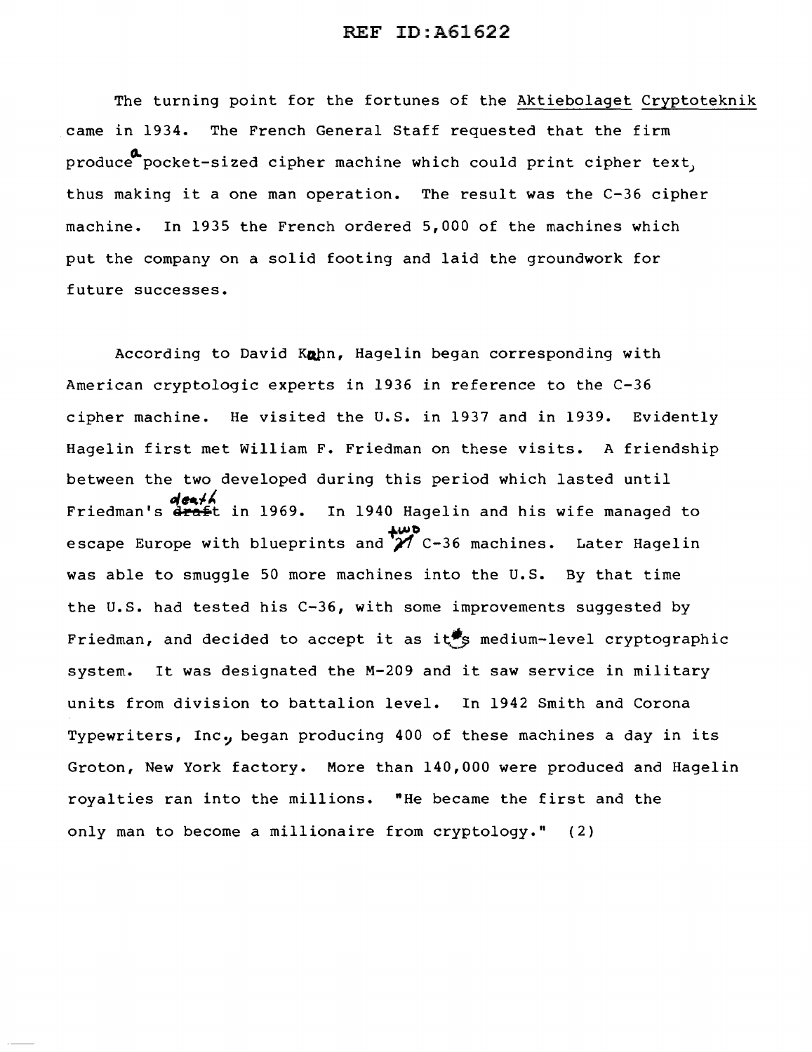The turning point for the fortunes of the Aktiebolaget Cryptoteknik came in 1934. The French General Staff requested that the firm produce a pocket-sized cipher machine which could print cipher text, thus making it a one man operation. The result was the C-36 cipher machine. In 1935 the French ordered 5,000 of the machines which put the company on a solid footing and laid the groundwork for future successes.

According to David Kahn, Hagelin began corresponding with American cryptologic experts in 1936 in reference to the C-36 cipher machine. He visited the U.S. in 1937 and in 1939. Evidently Hagelin first met William F. Friedman on these visits. A friendship between the two developed during this period which lasted until Friedman's death in 1969. In 1940 Hagelin and his wife managed to escape Europe with blueprints and two C-36 machines. Later Hagelin was able to smuggle 50 more machines into the U.S. By that time the U.S. had tested his C-36, with some improvements suggested by Friedman, and decided to accept it as its medium-level cryptographic system. It was designated the M-209 and it saw service in military units from division to battalion level. In 1942 Smith and Corona Typewriters, Inc., began producing 400 of these machines a day in its Groton, New York factory. More than 140,000 were produced and Hagelin royalties ran into the millions. "He became the first and the only man to become a millionaire from cryptology." (2)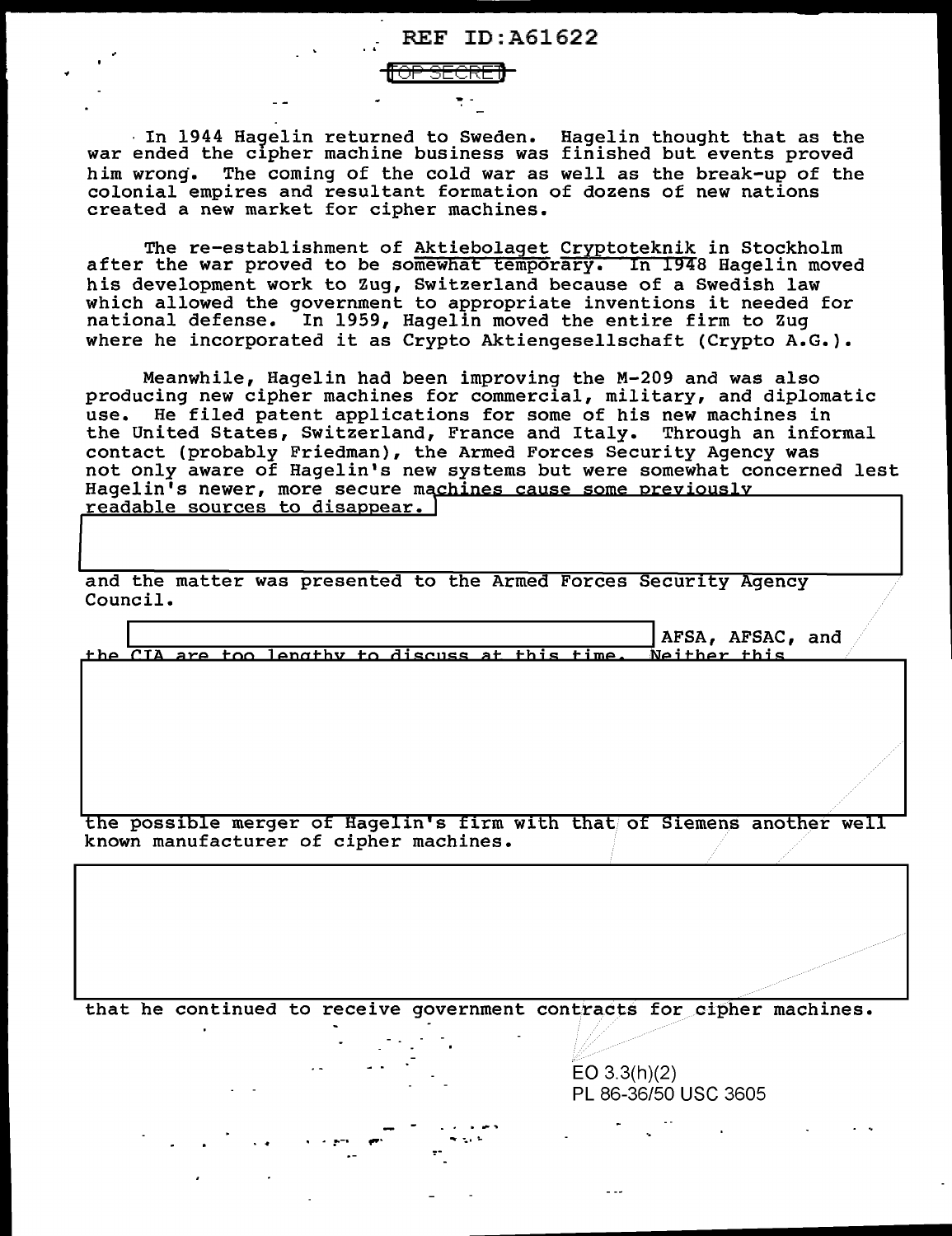In 1944 Hagelin returned to Sweden. Hagelin thought that as the war ended the cipher machine business was finished but events proved him wrong. The coming of the cold war as well as the break-up of the colonial empires and resultant formation of dozens of new nations created a new market for cipher machines.

The re-establishment of Aktiebolaget Cryptoteknik in Stockholm after the war proved to be somewhat temporary. In 1948 Hagelin moved his development work to Zug, Switzerland because of a Swedish law which allowed the government to appropriate inventions it needed for national defense. In 1959, Hagelin moved the entire firm to Zug where he incorporated it as Crypto Aktiengesellschaft (Crypto A.G.).

Meanwhile, Hagelin had been improving the M-209 and was also producing new cipher machines for commercial, military, and diplomatic use. He filed patent applications for some of his new machines in the United States, Switzerland, France and Italy. Through an informal contact (probably Friedman), the Armed Forces Security Agency was not only aware of Hagelin's new systems but were somewhat concerned lest Hagelin's newer, more secure machines cause some previously readable sources to disappear.

and the matter was presented to the Armed Forces Security Agency Council.

AFSA, AFSAC, and the CIA are too lengthy to discuss at this time. Neither this

the possible merger of Hagelin's firm with that of Siemens another well known manufacturer of cipher machines.

that he continued to receive government contracts for cipher machines.

EO 3.3(h)(2)
PL 86-36/50 USC 3605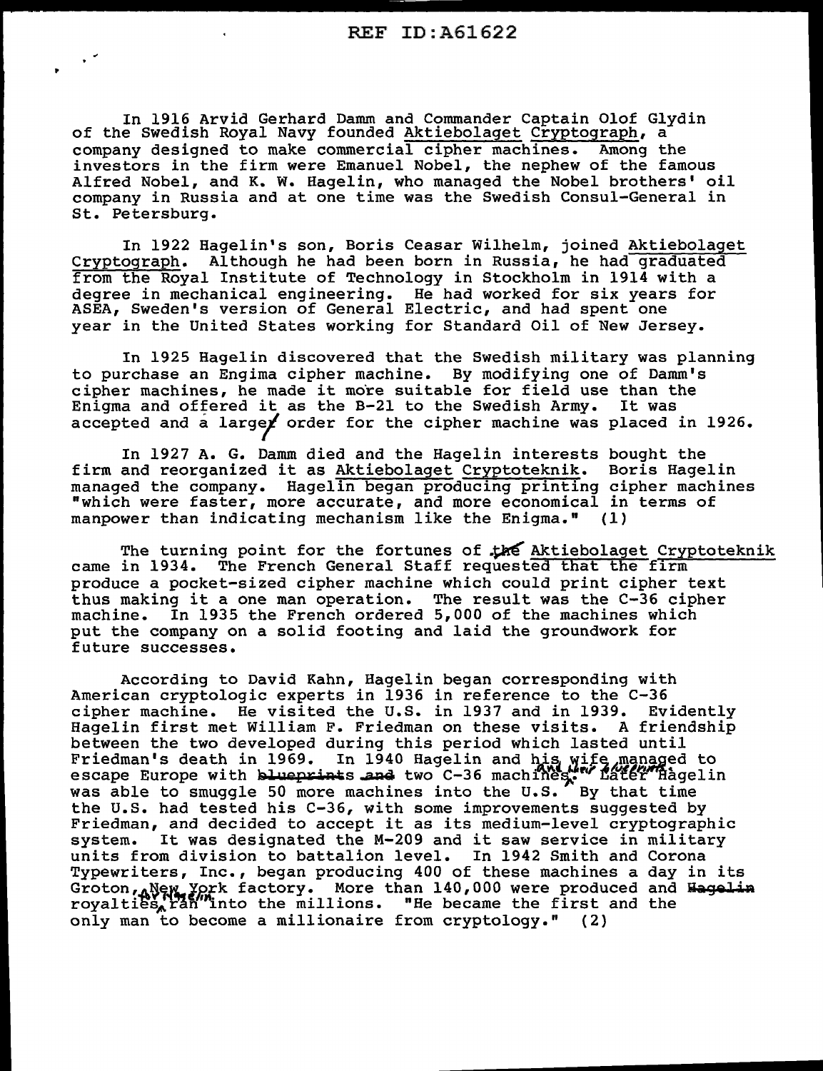In 1916 Arvid Gerhard Damm and Commander Captain Olof Glydin of the Swedish Royal Navy founded Aktiebolaget Cryptograph, a company designed to make commercial cipher machines. Among the investors in the firm were Emanuel Nobel, the nephew of the famous Alfred Nobel, and K. W. Hagelin, who managed the Nobel brothers' oil company in Russia and at one time was the Swedish Consul-General in St. Petersburg.

In 1922 Hagelin's son, Boris Ceasar Wilhelm, joined Aktiebolaget Cryptograph. Although he had been born in Russia, he had graduated from the Royal Institute of Technology in Stockholm in 1914 with a degree in mechanical engineering. He had worked for six years for ASEA, Sweden's version of General Electric, and had spent one year in the United States working for Standard Oil of New Jersey.

In 1925 Hagelin discovered that the Swedish military was planning to purchase an Engima cipher machine. By modifying one of Damm's cipher machines, he made it more suitable for field use than the Enigma and offered it as the B-21 to the Swedish Army. It was accepted and a large order for the cipher machine was placed in 1926.

In 1927 A. G. Damm died and the Hagelin interests bought the firm and reorganized it as Aktiebolaget Cryptoteknik. Boris Hagelin managed the company. Hagelin began producing printing cipher machines "which were faster, more accurate, and more economical in terms of manpower than indicating mechanism like the Enigma." (1)

The turning point for the fortunes of Aktiebolaget Cryptoteknik came in 1934. The French General Staff requested that the firm produce a pocket-sized cipher machine which could print cipher text thus making it a one man operation. The result was the C-36 cipher machine. In 1935 the French ordered 5,000 of the machines which put the company on a solid footing and laid the groundwork for future successes.

According to David Kahn, Hagelin began corresponding with American cryptologic experts in 1936 in reference to the C-36 cipher machine. He visited the U.S. in 1937 and in 1939. Evidently Hagelin first met William F. Friedman on these visits. A friendship between the two developed during this period which lasted until Friedman's death in 1969. In 1940 Hagelin and his wife managed to escape Europe with two C-36 machines and their blueprints. Later Hagelin was able to smuggle 50 more machines into the U.S. By that time the U.S. had tested his C-36, with some improvements suggested by Friedman, and decided to accept it as its medium-level cryptographic system. It was designated the M-209 and it saw service in military units from division to battalion level. In 1942 Smith and Corona Typewriters, Inc., began producing 400 of these machines a day in its Groton, New York factory. More than 140,000 were produced and Hagelin royalties ran into the millions. "He became the first and the only man to become a millionaire from cryptology." (2)